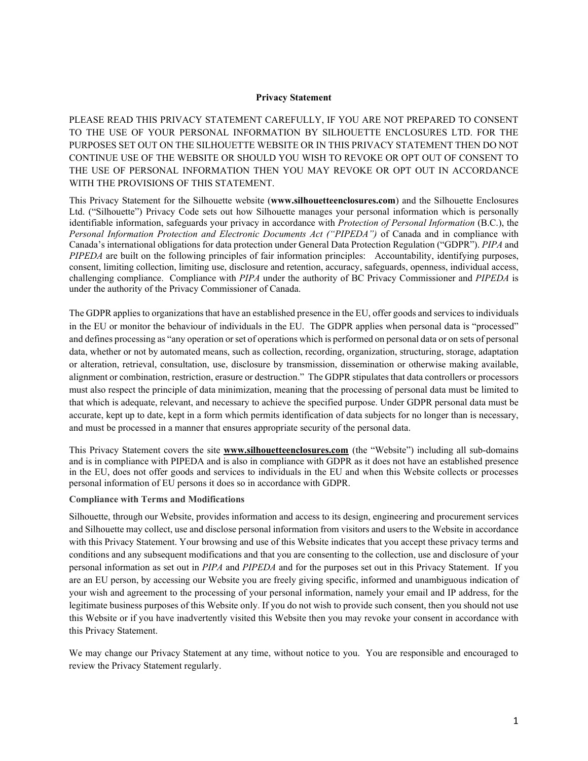# Privacy Statement

PLEASE READ THIS PRIVACY STATEMENT CAREFULLY, IF YOU ARE NOT PREPARED TO CONSENT TO THE USE OF YOUR PERSONAL INFORMATION BY SILHOUETTE ENCLOSURES LTD. FOR THE PURPOSES SET OUT ON THE SILHOUETTE WEBSITE OR IN THIS PRIVACY STATEMENT THEN DO NOT CONTINUE USE OF THE WEBSITE OR SHOULD YOU WISH TO REVOKE OR OPT OUT OF CONSENT TO THE USE OF PERSONAL INFORMATION THEN YOU MAY REVOKE OR OPT OUT IN ACCORDANCE WITH THE PROVISIONS OF THIS STATEMENT.

This Privacy Statement for the Silhouette website (**www.silhouetteenclosures.com**) and the Silhouette Enclosures Ltd. ("Silhouette") Privacy Code sets out how Silhouette manages your personal information which is personally identifiable information, safeguards your privacy in accordance with *Protection of Personal Information* (B.C.), the *Personal Information Protection and Electronic Documents Act ("PIPEDA")* of Canada and in compliance with Canada's international obligations for data protection under General Data Protection Regulation ("GDPR"). *PIPA* and *PIPEDA* are built on the following principles of fair information principles: Accountability, identifying purposes, consent, limiting collection, limiting use, disclosure and retention, accuracy, safeguards, openness, individual access, challenging compliance. Compliance with *PIPA* under the authority of BC Privacy Commissioner and *PIPEDA* is under the authority of the Privacy Commissioner of Canada.

The GDPR applies to organizations that have an established presence in the EU, offer goods and services to individuals in the EU or monitor the behaviour of individuals in the EU. The GDPR applies when personal data is "processed" and defines processing as "any operation or set of operations which is performed on personal data or on sets of personal data, whether or not by automated means, such as collection, recording, organization, structuring, storage, adaptation or alteration, retrieval, consultation, use, disclosure by transmission, dissemination or otherwise making available, alignment or combination, restriction, erasure or destruction." The GDPR stipulates that data controllers or processors must also respect the principle of data minimization, meaning that the processing of personal data must be limited to that which is adequate, relevant, and necessary to achieve the specified purpose. Under GDPR personal data must be accurate, kept up to date, kept in a form which permits identification of data subjects for no longer than is necessary, and must be processed in a manner that ensures appropriate security of the personal data.

This Privacy Statement covers the site **www.silhouetteenclosures.com** (the "Website") including all sub-domains and is in compliance with PIPEDA and is also in compliance with GDPR as it does not have an established presence in the EU, does not offer goods and services to individuals in the EU and when this Website collects or processes personal information of EU persons it does so in accordance with GDPR.

## Compliance with Terms and Modifications

Silhouette, through our Website, provides information and access to its design, engineering and procurement services and Silhouette may collect, use and disclose personal information from visitors and users to the Website in accordance with this Privacy Statement. Your browsing and use of this Website indicates that you accept these privacy terms and conditions and any subsequent modifications and that you are consenting to the collection, use and disclosure of your personal information as set out in *PIPA* and *PIPEDA* and for the purposes set out in this Privacy Statement. If you are an EU person, by accessing our Website you are freely giving specific, informed and unambiguous indication of your wish and agreement to the processing of your personal information, namely your email and IP address, for the legitimate business purposes of this Website only. If you do not wish to provide such consent, then you should not use this Website or if you have inadvertently visited this Website then you may revoke your consent in accordance with this Privacy Statement.

We may change our Privacy Statement at any time, without notice to you. You are responsible and encouraged to review the Privacy Statement regularly.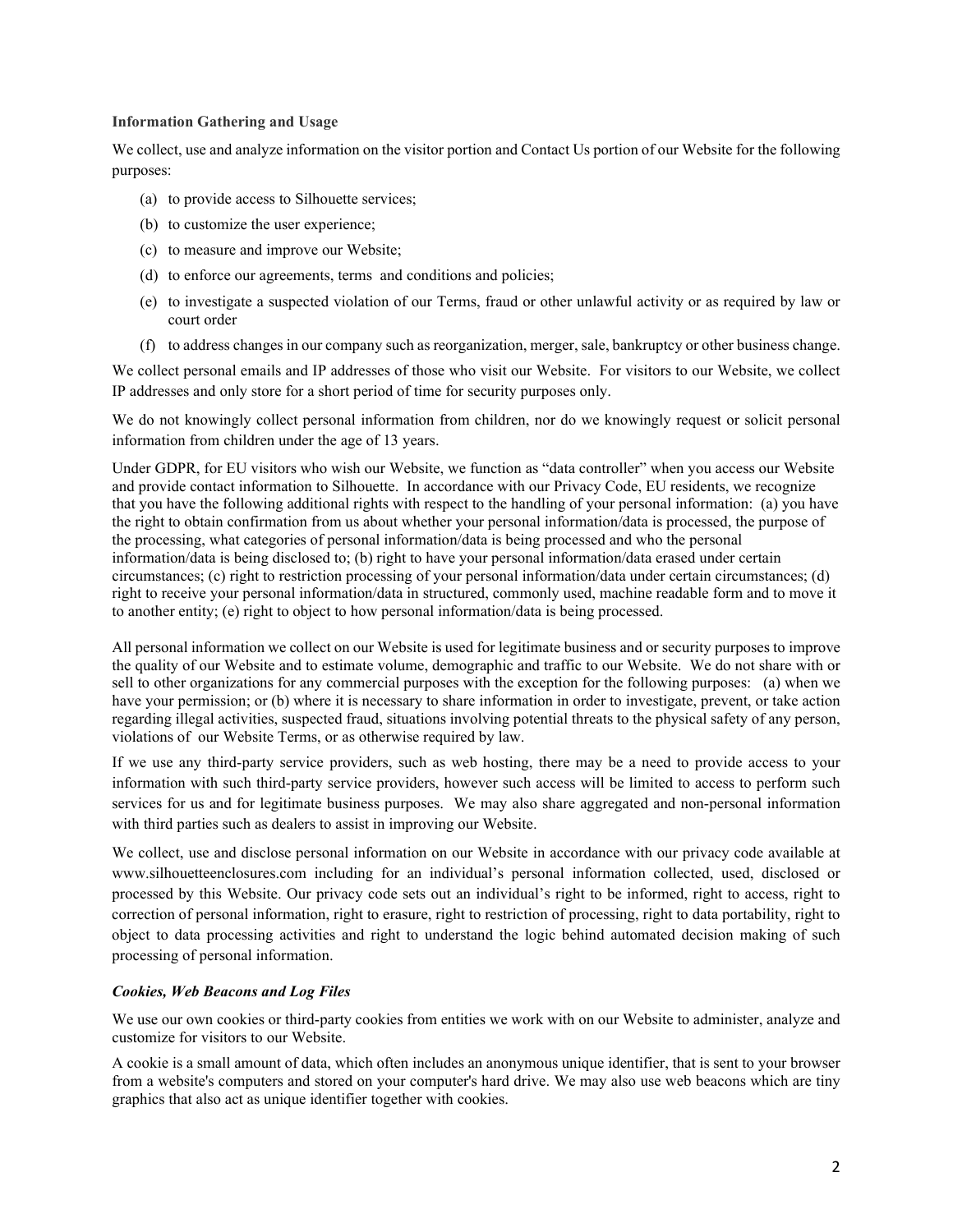**Information Gathering and Usage**

We collect, use and analyze information on the visitor portion and Contact Us portion of our Website for the following purposes:

(a) to provide access to Silhouette services;

(b) to customize the user experience;

(c) to measure and improve our Website;

(d) to enforce our agreements, terms and conditions and policies;

(e) to investigate a suspected violation of our Terms, fraud or other unlawful activity or as required by law or court order

(f) to address changes in our company such as reorganization, merger, sale, bankruptcy or other business change.

We collect personal emails and IP addresses of those who visit our Website. For visitors to our Website, we collect IP addresses and only store for a short period of time for security purposes only.

We do not knowingly collect personal information from children, nor do we knowingly request or solicit personal information from children under the age of 13 years.

Under GDPR, for EU visitors who wish our Website, we function as "data controller" when you access our Website and provide contact information to Silhouette. In accordance with our Privacy Code, EU residents, we recognize that you have the following additional rights with respect to the handling of your personal information: (a) you have the right to obtain confirmation from us about whether your personal information/data is processed, the purpose of the processing, what categories of personal information/data is being processed and who the personal information/data is being disclosed to; (b) right to have your personal information/data erased under certain circumstances; (c) right to restriction processing of your personal information/data under certain circumstances; (d) right to receive your personal information/data in structured, commonly used, machine readable form and to move it to another entity; (e) right to object to how personal information/data is being processed.

All personal information we collect on our Website is used for legitimate business and or security purposes to improve the quality of our Website and to estimate volume, demographic and traffic to our Website. We do not share with or sell to other organizations for any commercial purposes with the exception for the following purposes: (a) when we have your permission; or (b) where it is necessary to share information in order to investigate, prevent, or take action regarding illegal activities, suspected fraud, situations involving potential threats to the physical safety of any person, violations of our Website Terms, or as otherwise required by law.

If we use any third-party service providers, such as web hosting, there may be a need to provide access to your information with such third-party service providers, however such access will be limited to access to perform such services for us and for legitimate business purposes. We may also share aggregated and non-personal information with third parties such as dealers to assist in improving our Website.

We collect, use and disclose personal information on our Website in accordance with our privacy code available at www.silhouetteenclosures.com including for an individual's personal information collected, used, disclosed or processed by this Website. Our privacy code sets out an individual's right to be informed, right to access, right to correction of personal information, right to erasure, right to restriction of processing, right to data portability, right to object to data processing activities and right to understand the logic behind automated decision making of such processing of personal information.

***Cookies, Web Beacons and Log Files***

We use our own cookies or third-party cookies from entities we work with on our Website to administer, analyze and customize for visitors to our Website.

A cookie is a small amount of data, which often includes an anonymous unique identifier, that is sent to your browser from a website's computers and stored on your computer's hard drive. We may also use web beacons which are tiny graphics that also act as unique identifier together with cookies.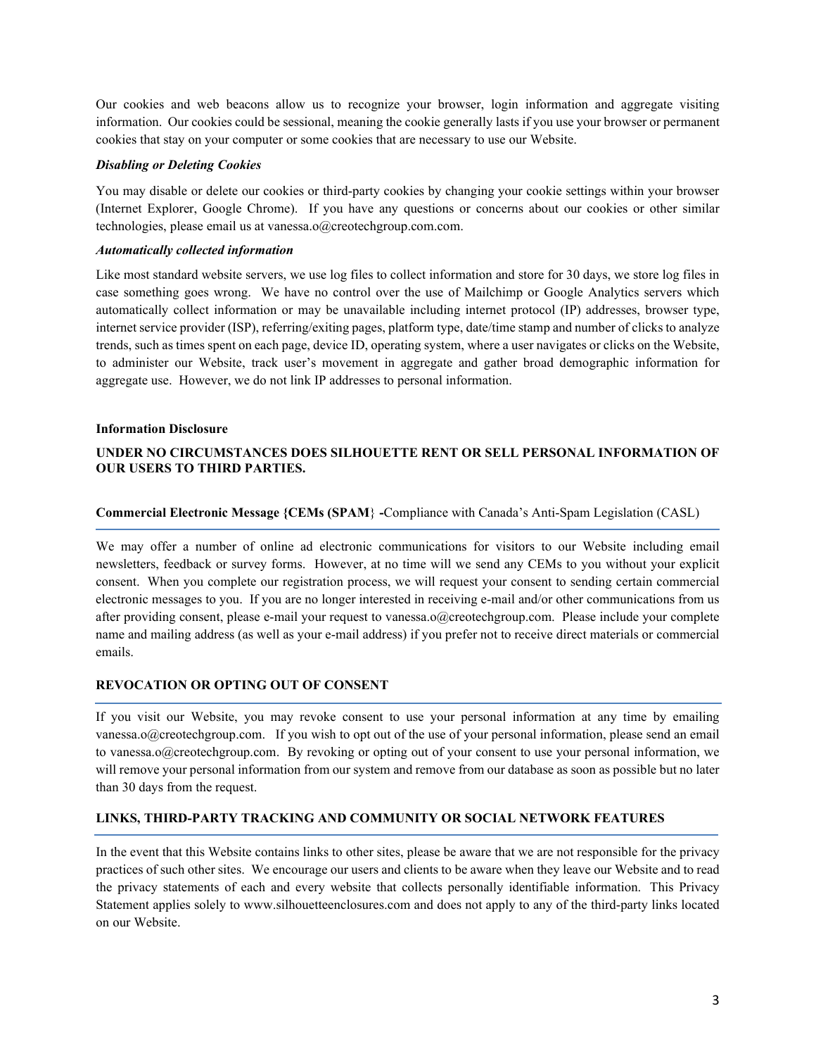Our cookies and web beacons allow us to recognize your browser, login information and aggregate visiting information. Our cookies could be sessional, meaning the cookie generally lasts if you use your browser or permanent cookies that stay on your computer or some cookies that are necessary to use our Website.

***Disabling or Deleting Cookies***

You may disable or delete our cookies or third-party cookies by changing your cookie settings within your browser (Internet Explorer, Google Chrome). If you have any questions or concerns about our cookies or other similar technologies, please email us at vanessa.o@creotechgroup.com.com.

***Automatically collected information***

Like most standard website servers, we use log files to collect information and store for 30 days, we store log files in case something goes wrong. We have no control over the use of Mailchimp or Google Analytics servers which automatically collect information or may be unavailable including internet protocol (IP) addresses, browser type, internet service provider (ISP), referring/exiting pages, platform type, date/time stamp and number of clicks to analyze trends, such as times spent on each page, device ID, operating system, where a user navigates or clicks on the Website, to administer our Website, track user's movement in aggregate and gather broad demographic information for aggregate use. However, we do not link IP addresses to personal information.

**Information Disclosure**

**UNDER NO CIRCUMSTANCES DOES SILHOUETTE RENT OR SELL PERSONAL INFORMATION OF OUR USERS TO THIRD PARTIES.**

**Commercial Electronic Message {CEMs (SPAM} -**Compliance with Canada's Anti-Spam Legislation (CASL)

We may offer a number of online ad electronic communications for visitors to our Website including email newsletters, feedback or survey forms. However, at no time will we send any CEMs to you without your explicit consent. When you complete our registration process, we will request your consent to sending certain commercial electronic messages to you. If you are no longer interested in receiving e-mail and/or other communications from us after providing consent, please e-mail your request to vanessa.o@creotechgroup.com. Please include your complete name and mailing address (as well as your e-mail address) if you prefer not to receive direct materials or commercial emails.

**REVOCATION OR OPTING OUT OF CONSENT**

If you visit our Website, you may revoke consent to use your personal information at any time by emailing vanessa.o@creotechgroup.com. If you wish to opt out of the use of your personal information, please send an email to vanessa.o@creotechgroup.com. By revoking or opting out of your consent to use your personal information, we will remove your personal information from our system and remove from our database as soon as possible but no later than 30 days from the request.

**LINKS, THIRD-PARTY TRACKING AND COMMUNITY OR SOCIAL NETWORK FEATURES**

In the event that this Website contains links to other sites, please be aware that we are not responsible for the privacy practices of such other sites. We encourage our users and clients to be aware when they leave our Website and to read the privacy statements of each and every website that collects personally identifiable information. This Privacy Statement applies solely to www.silhouetteenclosures.com and does not apply to any of the third-party links located on our Website.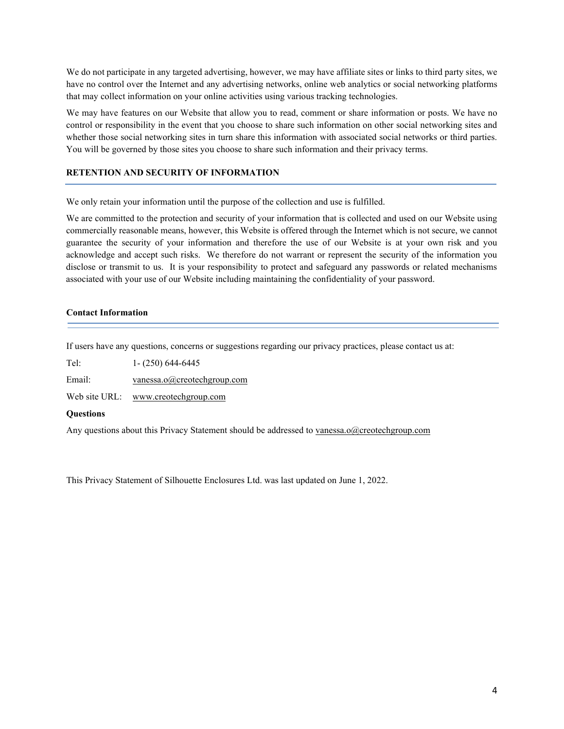We do not participate in any targeted advertising, however, we may have affiliate sites or links to third party sites, we have no control over the Internet and any advertising networks, online web analytics or social networking platforms that may collect information on your online activities using various tracking technologies.

We may have features on our Website that allow you to read, comment or share information or posts. We have no control or responsibility in the event that you choose to share such information on other social networking sites and whether those social networking sites in turn share this information with associated social networks or third parties. You will be governed by those sites you choose to share such information and their privacy terms.

## RETENTION AND SECURITY OF INFORMATION

We only retain your information until the purpose of the collection and use is fulfilled.

We are committed to the protection and security of your information that is collected and used on our Website using commercially reasonable means, however, this Website is offered through the Internet which is not secure, we cannot guarantee the security of your information and therefore the use of our Website is at your own risk and you acknowledge and accept such risks. We therefore do not warrant or represent the security of the information you disclose or transmit to us. It is your responsibility to protect and safeguard any passwords or related mechanisms associated with your use of our Website including maintaining the confidentiality of your password.

## Contact Information

If users have any questions, concerns or suggestions regarding our privacy practices, please contact us at:

Tel: 1- (250) 644-6445

Email: vanessa.o@creotechgroup.com

Web site URL: www.creotechgroup.com

**Questions**

Any questions about this Privacy Statement should be addressed to vanessa.o@creotechgroup.com

This Privacy Statement of Silhouette Enclosures Ltd. was last updated on June 1, 2022.